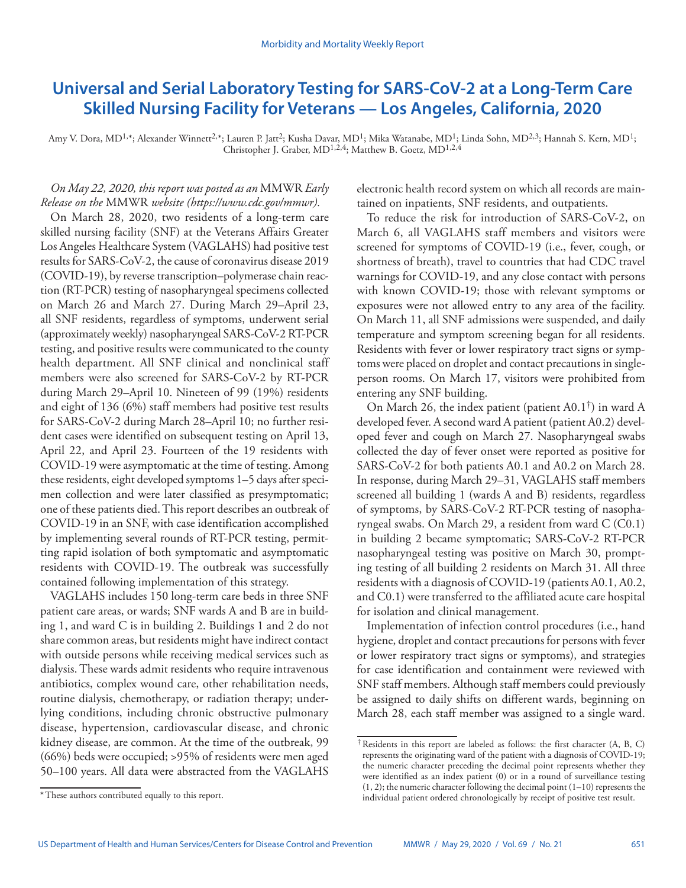# Universal and Serial Laboratory Testing for SARS-CoV-2 at a Long-Term Care Skilled Nursing Facility for Veterans — Los Angeles, California, 2020

Amy V. Dora, MD[1,*]; Alexander Winnett[2,*]; Lauren P. Jatt[2]; Kusha Davar, MD[1]; Mika Watanabe, MD[1]; Linda Sohn, MD[2,3]; Hannah S. Kern, MD[1]; Christopher J. Graber, MD[1,2,4]; Matthew B. Goetz, MD[1,2,4]

*On May 22, 2020, this report was posted as an* MMWR *Early Release on the* MMWR *website (https://www.cdc.gov/mmwr).*

On March 28, 2020, two residents of a long-term care skilled nursing facility (SNF) at the Veterans Affairs Greater Los Angeles Healthcare System (VAGLAHS) had positive test results for SARS-CoV-2, the cause of coronavirus disease 2019 (COVID-19), by reverse transcription–polymerase chain reaction (RT-PCR) testing of nasopharyngeal specimens collected on March 26 and March 27. During March 29–April 23, all SNF residents, regardless of symptoms, underwent serial (approximately weekly) nasopharyngeal SARS-CoV-2 RT-PCR testing, and positive results were communicated to the county health department. All SNF clinical and nonclinical staff members were also screened for SARS-CoV-2 by RT-PCR during March 29–April 10. Nineteen of 99 (19%) residents and eight of 136 (6%) staff members had positive test results for SARS-CoV-2 during March 28–April 10; no further resident cases were identified on subsequent testing on April 13, April 22, and April 23. Fourteen of the 19 residents with COVID-19 were asymptomatic at the time of testing. Among these residents, eight developed symptoms 1–5 days after specimen collection and were later classified as presymptomatic; one of these patients died. This report describes an outbreak of COVID-19 in an SNF, with case identification accomplished by implementing several rounds of RT-PCR testing, permitting rapid isolation of both symptomatic and asymptomatic residents with COVID-19. The outbreak was successfully contained following implementation of this strategy.

VAGLAHS includes 150 long-term care beds in three SNF patient care areas, or wards; SNF wards A and B are in building 1, and ward C is in building 2. Buildings 1 and 2 do not share common areas, but residents might have indirect contact with outside persons while receiving medical services such as dialysis. These wards admit residents who require intravenous antibiotics, complex wound care, other rehabilitation needs, routine dialysis, chemotherapy, or radiation therapy; underlying conditions, including chronic obstructive pulmonary disease, hypertension, cardiovascular disease, and chronic kidney disease, are common. At the time of the outbreak, 99 (66%) beds were occupied; >95% of residents were men aged 50–100 years. All data were abstracted from the VAGLAHS electronic health record system on which all records are maintained on inpatients, SNF residents, and outpatients.

To reduce the risk for introduction of SARS-CoV-2, on March 6, all VAGLAHS staff members and visitors were screened for symptoms of COVID-19 (i.e., fever, cough, or shortness of breath), travel to countries that had CDC travel warnings for COVID-19, and any close contact with persons with known COVID-19; those with relevant symptoms or exposures were not allowed entry to any area of the facility. On March 11, all SNF admissions were suspended, and daily temperature and symptom screening began for all residents. Residents with fever or lower respiratory tract signs or symptoms were placed on droplet and contact precautions in single-person rooms. On March 17, visitors were prohibited from entering any SNF building.

On March 26, the index patient (patient A0.1[†]) in ward A developed fever. A second ward A patient (patient A0.2) developed fever and cough on March 27. Nasopharyngeal swabs collected the day of fever onset were reported as positive for SARS-CoV-2 for both patients A0.1 and A0.2 on March 28. In response, during March 29–31, VAGLAHS staff members screened all building 1 (wards A and B) residents, regardless of symptoms, by SARS-CoV-2 RT-PCR testing of nasopharyngeal swabs. On March 29, a resident from ward C (C0.1) in building 2 became symptomatic; SARS-CoV-2 RT-PCR nasopharyngeal testing was positive on March 30, prompting testing of all building 2 residents on March 31. All three residents with a diagnosis of COVID-19 (patients A0.1, A0.2, and C0.1) were transferred to the affiliated acute care hospital for isolation and clinical management.

Implementation of infection control procedures (i.e., hand hygiene, droplet and contact precautions for persons with fever or lower respiratory tract signs or symptoms), and strategies for case identification and containment were reviewed with SNF staff members. Although staff members could previously be assigned to daily shifts on different wards, beginning on March 28, each staff member was assigned to a single ward.

\* These authors contributed equally to this report.

† Residents in this report are labeled as follows: the first character (A, B, C) represents the originating ward of the patient with a diagnosis of COVID-19; the numeric character preceding the decimal point represents whether they were identified as an index patient (0) or in a round of surveillance testing (1, 2); the numeric character following the decimal point (1–10) represents the individual patient ordered chronologically by receipt of positive test result.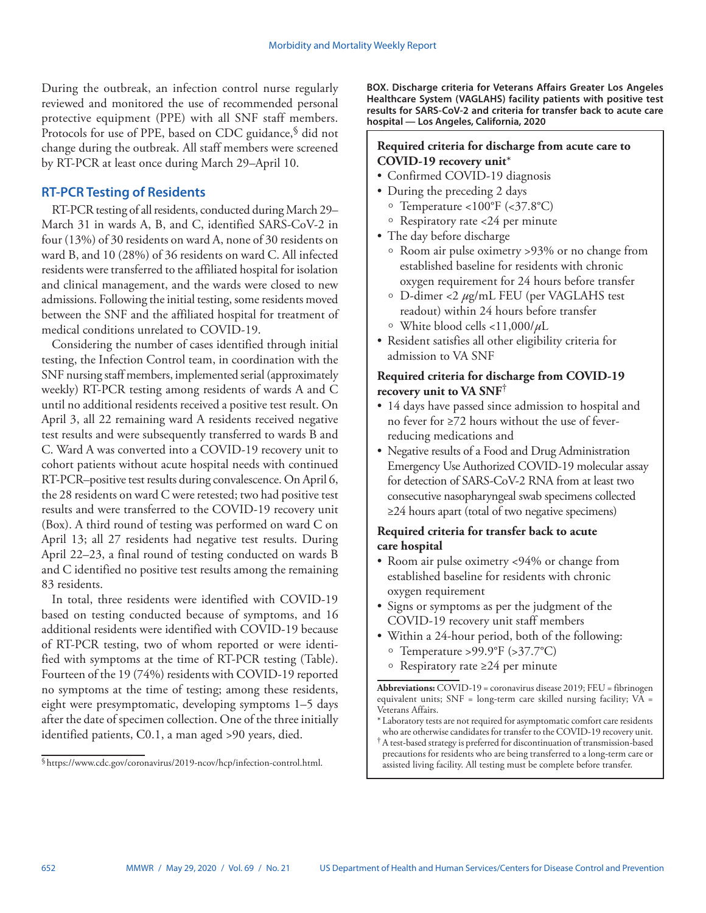During the outbreak, an infection control nurse regularly reviewed and monitored the use of recommended personal protective equipment (PPE) with all SNF staff members. Protocols for use of PPE, based on CDC guidance,[§] did not change during the outbreak. All staff members were screened by RT-PCR at least once during March 29–April 10.

## RT-PCR Testing of Residents

RT-PCR testing of all residents, conducted during March 29–March 31 in wards A, B, and C, identified SARS-CoV-2 in four (13%) of 30 residents on ward A, none of 30 residents on ward B, and 10 (28%) of 36 residents on ward C. All infected residents were transferred to the affiliated hospital for isolation and clinical management, and the wards were closed to new admissions. Following the initial testing, some residents moved between the SNF and the affiliated hospital for treatment of medical conditions unrelated to COVID-19.

Considering the number of cases identified through initial testing, the Infection Control team, in coordination with the SNF nursing staff members, implemented serial (approximately weekly) RT-PCR testing among residents of wards A and C until no additional residents received a positive test result. On April 3, all 22 remaining ward A residents received negative test results and were subsequently transferred to wards B and C. Ward A was converted into a COVID-19 recovery unit to cohort patients without acute hospital needs with continued RT-PCR–positive test results during convalescence. On April 6, the 28 residents on ward C were retested; two had positive test results and were transferred to the COVID-19 recovery unit (Box). A third round of testing was performed on ward C on April 13; all 27 residents had negative test results. During April 22–23, a final round of testing conducted on wards B and C identified no positive test results among the remaining 83 residents.

In total, three residents were identified with COVID-19 based on testing conducted because of symptoms, and 16 additional residents were identified with COVID-19 because of RT-PCR testing, two of whom reported or were identified with symptoms at the time of RT-PCR testing (Table). Fourteen of the 19 (74%) residents with COVID-19 reported no symptoms at the time of testing; among these residents, eight were presymptomatic, developing symptoms 1–5 days after the date of specimen collection. One of the three initially identified patients, C0.1, a man aged >90 years, died.

[§] https://www.cdc.gov/coronavirus/2019-ncov/hcp/infection-control.html.

**BOX. Discharge criteria for Veterans Affairs Greater Los Angeles Healthcare System (VAGLAHS) facility patients with positive test results for SARS-CoV-2 and criteria for transfer back to acute care hospital — Los Angeles, California, 2020**

**Required criteria for discharge from acute care to COVID-19 recovery unit***

- Confirmed COVID-19 diagnosis
- During the preceding 2 days
  - Temperature <100°F (<37.8°C)
  - Respiratory rate <24 per minute
- The day before discharge
  - Room air pulse oximetry >93% or no change from established baseline for residents with chronic oxygen requirement for 24 hours before transfer
  - D-dimer <2 $\mu$g/mL FEU (per VAGLAHS test readout) within 24 hours before transfer
  - White blood cells <11,000/$\mu$L
- Resident satisfies all other eligibility criteria for admission to VA SNF

**Required criteria for discharge from COVID-19 recovery unit to VA SNF**[†]

- 14 days have passed since admission to hospital and no fever for ≥72 hours without the use of fever-reducing medications and
- Negative results of a Food and Drug Administration Emergency Use Authorized COVID-19 molecular assay for detection of SARS-CoV-2 RNA from at least two consecutive nasopharyngeal swab specimens collected ≥24 hours apart (total of two negative specimens)

**Required criteria for transfer back to acute care hospital**

- Room air pulse oximetry <94% or change from established baseline for residents with chronic oxygen requirement
- Signs or symptoms as per the judgment of the COVID-19 recovery unit staff members
- Within a 24-hour period, both of the following:
  - Temperature >99.9°F (>37.7°C)
  - Respiratory rate ≥24 per minute

**Abbreviations:** COVID-19 = coronavirus disease 2019; FEU = fibrinogen equivalent units; SNF = long-term care skilled nursing facility; VA = Veterans Affairs.

\* Laboratory tests are not required for asymptomatic comfort care residents who are otherwise candidates for transfer to the COVID-19 recovery unit.

[†] A test-based strategy is preferred for discontinuation of transmission-based precautions for residents who are being transferred to a long-term care or assisted living facility. All testing must be complete before transfer.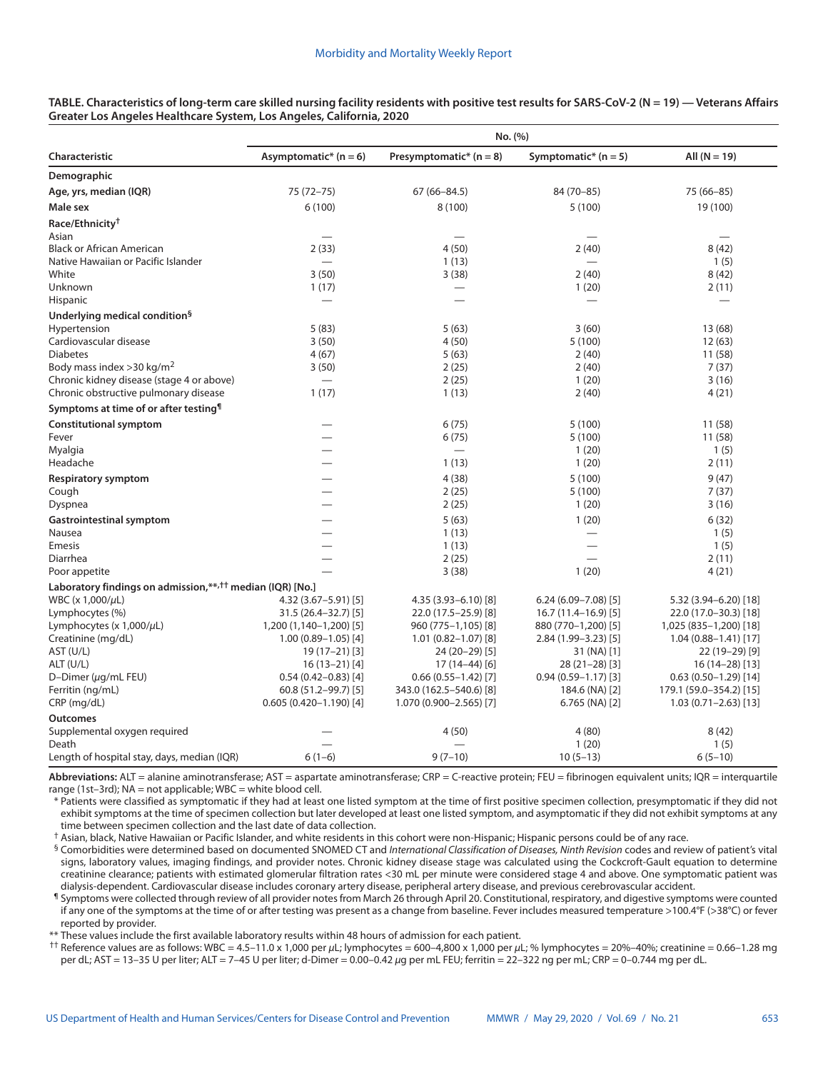**TABLE. Characteristics of long-term care skilled nursing facility residents with positive test results for SARS-CoV-2 (N = 19) — Veterans Affairs Greater Los Angeles Healthcare System, Los Angeles, California, 2020**

| Characteristic | No. (%) | | | |
|---|---|---|---|---|
| | Asymptomatic* (n = 6) | Presymptomatic* (n = 8) | Symptomatic* (n = 5) | All (N = 19) |
| **Demographic** | | | | |
| **Age, yrs, median (IQR)** | 75 (72–75) | 67 (66–84.5) | 84 (70–85) | 75 (66–85) |
| **Male sex** | 6 (100) | 8 (100) | 5 (100) | 19 (100) |
| **Race/Ethnicity**[†] | | | | |
| Asian | — | — | — | — |
| Black or African American | 2 (33) | 4 (50) | 2 (40) | 8 (42) |
| Native Hawaiian or Pacific Islander | — | 1 (13) | — | 1 (5) |
| White | 3 (50) | 3 (38) | 2 (40) | 8 (42) |
| Unknown | 1 (17) | — | 1 (20) | 2 (11) |
| Hispanic | — | — | — | — |
| **Underlying medical condition**[§] | | | | |
| Hypertension | 5 (83) | 5 (63) | 3 (60) | 13 (68) |
| Cardiovascular disease | 3 (50) | 4 (50) | 5 (100) | 12 (63) |
| Diabetes | 4 (67) | 5 (63) | 2 (40) | 11 (58) |
| Body mass index >30 kg/m$^2$ | 3 (50) | 2 (25) | 2 (40) | 7 (37) |
| Chronic kidney disease (stage 4 or above) | — | 2 (25) | 1 (20) | 3 (16) |
| Chronic obstructive pulmonary disease | 1 (17) | 1 (13) | 2 (40) | 4 (21) |
| **Symptoms at time of or after testing**[¶] | | | | |
| **Constitutional symptom** | — | 6 (75) | 5 (100) | 11 (58) |
| Fever | — | 6 (75) | 5 (100) | 11 (58) |
| Myalgia | — | — | 1 (20) | 1 (5) |
| Headache | — | 1 (13) | 1 (20) | 2 (11) |
| **Respiratory symptom** | — | 4 (38) | 5 (100) | 9 (47) |
| Cough | — | 2 (25) | 5 (100) | 7 (37) |
| Dyspnea | — | 2 (25) | 1 (20) | 3 (16) |
| **Gastrointestinal symptom** | — | 5 (63) | 1 (20) | 6 (32) |
| Nausea | — | 1 (13) | — | 1 (5) |
| Emesis | — | 1 (13) | — | 1 (5) |
| Diarrhea | — | 2 (25) | — | 2 (11) |
| Poor appetite | — | 3 (38) | 1 (20) | 4 (21) |
| **Laboratory findings on admission,**[**,††] **median (IQR) [No.]** | | | | |
| WBC (x 1,000/μL) | 4.32 (3.67–5.91) [5] | 4.35 (3.93–6.10) [8] | 6.24 (6.09–7.08) [5] | 5.32 (3.94–6.20) [18] |
| Lymphocytes (%) | 31.5 (26.4–32.7) [5] | 22.0 (17.5–25.9) [8] | 16.7 (11.4–16.9) [5] | 22.0 (17.0–30.3) [18] |
| Lymphocytes (x 1,000/μL) | 1,200 (1,140–1,200) [5] | 960 (775–1,105) [8] | 880 (770–1,200) [5] | 1,025 (835–1,200) [18] |
| Creatinine (mg/dL) | 1.00 (0.89–1.05) [4] | 1.01 (0.82–1.07) [8] | 2.84 (1.99–3.23) [5] | 1.04 (0.88–1.41) [17] |
| AST (U/L) | 19 (17–21) [3] | 24 (20–29) [5] | 31 (NA) [1] | 22 (19–29) [9] |
| ALT (U/L) | 16 (13–21) [4] | 17 (14–44) [6] | 28 (21–28) [3] | 16 (14–28) [13] |
| D–Dimer (μg/mL FEU) | 0.54 (0.42–0.83) [4] | 0.66 (0.55–1.42) [7] | 0.94 (0.59–1.17) [3] | 0.63 (0.50–1.29) [14] |
| Ferritin (ng/mL) | 60.8 (51.2–99.7) [5] | 343.0 (162.5–540.6) [8] | 184.6 (NA) [2] | 179.1 (59.0–354.2) [15] |
| CRP (mg/dL) | 0.605 (0.420–1.190) [4] | 1.070 (0.900–2.565) [7] | 6.765 (NA) [2] | 1.03 (0.71–2.63) [13] |
| **Outcomes** | | | | |
| Supplemental oxygen required | — | 4 (50) | 4 (80) | 8 (42) |
| Death | — | — | 1 (20) | 1 (5) |
| Length of hospital stay, days, median (IQR) | 6 (1–6) | 9 (7–10) | 10 (5–13) | 6 (5–10) |

**Abbreviations:** ALT = alanine aminotransferase; AST = aspartate aminotransferase; CRP = C-reactive protein; FEU = fibrinogen equivalent units; IQR = interquartile range (1st–3rd); NA = not applicable; WBC = white blood cell.

\* Patients were classified as symptomatic if they had at least one listed symptom at the time of first positive specimen collection, presymptomatic if they did not exhibit symptoms at the time of specimen collection but later developed at least one listed symptom, and asymptomatic if they did not exhibit symptoms at any time between specimen collection and the last date of data collection.

† Asian, black, Native Hawaiian or Pacific Islander, and white residents in this cohort were non-Hispanic; Hispanic persons could be of any race.

§ Comorbidities were determined based on documented SNOMED CT and *International Classification of Diseases, Ninth Revision* codes and review of patient's vital signs, laboratory values, imaging findings, and provider notes. Chronic kidney disease stage was calculated using the Cockcroft-Gault equation to determine creatinine clearance; patients with estimated glomerular filtration rates <30 mL per minute were considered stage 4 and above. One symptomatic patient was dialysis-dependent. Cardiovascular disease includes coronary artery disease, peripheral artery disease, and previous cerebrovascular accident.

¶ Symptoms were collected through review of all provider notes from March 26 through April 20. Constitutional, respiratory, and digestive symptoms were counted if any one of the symptoms at the time of or after testing was present as a change from baseline. Fever includes measured temperature >100.4°F (>38°C) or fever reported by provider.

** These values include the first available laboratory results within 48 hours of admission for each patient.

†† Reference values are as follows: WBC = 4.5–11.0 x 1,000 per μL; lymphocytes = 600–4,800 x 1,000 per μL; % lymphocytes = 20%–40%; creatinine = 0.66–1.28 mg per dL; AST = 13–35 U per liter; ALT = 7–45 U per liter; d-Dimer = 0.00–0.42 μg per mL FEU; ferritin = 22–322 ng per mL; CRP = 0–0.744 mg per dL.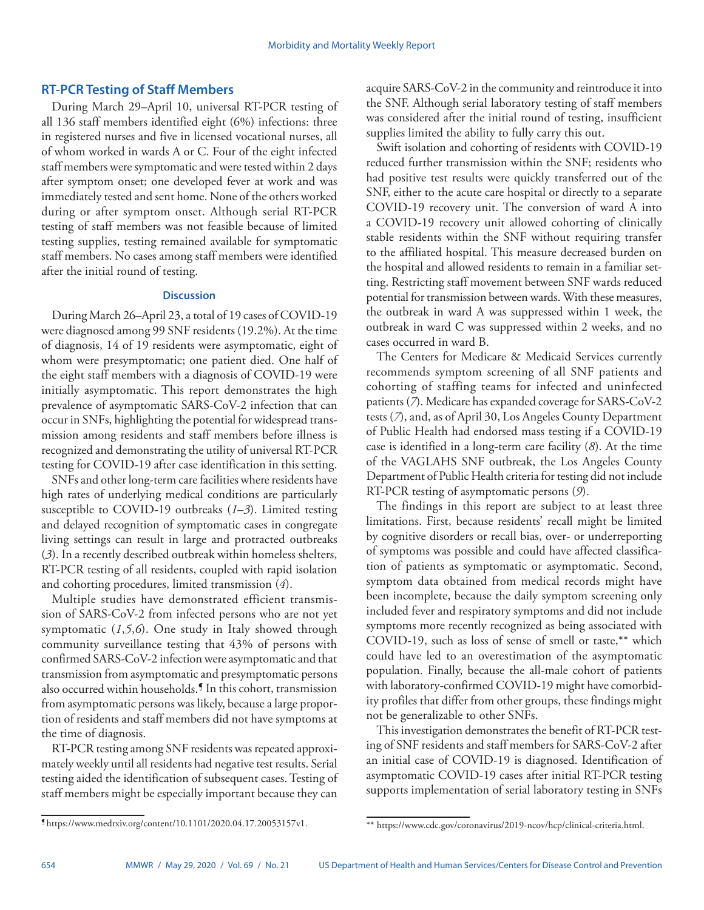## RT-PCR Testing of Staff Members

During March 29–April 10, universal RT-PCR testing of all 136 staff members identified eight (6%) infections: three in registered nurses and five in licensed vocational nurses, all of whom worked in wards A or C. Four of the eight infected staff members were symptomatic and were tested within 2 days after symptom onset; one developed fever at work and was immediately tested and sent home. None of the others worked during or after symptom onset. Although serial RT-PCR testing of staff members was not feasible because of limited testing supplies, testing remained available for symptomatic staff members. No cases among staff members were identified after the initial round of testing.

### Discussion

During March 26–April 23, a total of 19 cases of COVID-19 were diagnosed among 99 SNF residents (19.2%). At the time of diagnosis, 14 of 19 residents were asymptomatic, eight of whom were presymptomatic; one patient died. One half of the eight staff members with a diagnosis of COVID-19 were initially asymptomatic. This report demonstrates the high prevalence of asymptomatic SARS-CoV-2 infection that can occur in SNFs, highlighting the potential for widespread transmission among residents and staff members before illness is recognized and demonstrating the utility of universal RT-PCR testing for COVID-19 after case identification in this setting.

SNFs and other long-term care facilities where residents have high rates of underlying medical conditions are particularly susceptible to COVID-19 outbreaks (*1–3*). Limited testing and delayed recognition of symptomatic cases in congregate living settings can result in large and protracted outbreaks (*3*). In a recently described outbreak within homeless shelters, RT-PCR testing of all residents, coupled with rapid isolation and cohorting procedures, limited transmission (*4*).

Multiple studies have demonstrated efficient transmission of SARS-CoV-2 from infected persons who are not yet symptomatic (*1*,*5*,*6*). One study in Italy showed through community surveillance testing that 43% of persons with confirmed SARS-CoV-2 infection were asymptomatic and that transmission from asymptomatic and presymptomatic persons also occurred within households.[¶] In this cohort, transmission from asymptomatic persons was likely, because a large proportion of residents and staff members did not have symptoms at the time of diagnosis.

RT-PCR testing among SNF residents was repeated approximately weekly until all residents had negative test results. Serial testing aided the identification of subsequent cases. Testing of staff members might be especially important because they can acquire SARS-CoV-2 in the community and reintroduce it into the SNF. Although serial laboratory testing of staff members was considered after the initial round of testing, insufficient supplies limited the ability to fully carry this out.

Swift isolation and cohorting of residents with COVID-19 reduced further transmission within the SNF; residents who had positive test results were quickly transferred out of the SNF, either to the acute care hospital or directly to a separate COVID-19 recovery unit. The conversion of ward A into a COVID-19 recovery unit allowed cohorting of clinically stable residents within the SNF without requiring transfer to the affiliated hospital. This measure decreased burden on the hospital and allowed residents to remain in a familiar setting. Restricting staff movement between SNF wards reduced potential for transmission between wards. With these measures, the outbreak in ward A was suppressed within 1 week, the outbreak in ward C was suppressed within 2 weeks, and no cases occurred in ward B.

The Centers for Medicare & Medicaid Services currently recommends symptom screening of all SNF patients and cohorting of staffing teams for infected and uninfected patients (*7*). Medicare has expanded coverage for SARS-CoV-2 tests (*7*), and, as of April 30, Los Angeles County Department of Public Health had endorsed mass testing if a COVID-19 case is identified in a long-term care facility (*8*). At the time of the VAGLAHS SNF outbreak, the Los Angeles County Department of Public Health criteria for testing did not include RT-PCR testing of asymptomatic persons (*9*).

The findings in this report are subject to at least three limitations. First, because residents' recall might be limited by cognitive disorders or recall bias, over- or underreporting of symptoms was possible and could have affected classification of patients as symptomatic or asymptomatic. Second, symptom data obtained from medical records might have been incomplete, because the daily symptom screening only included fever and respiratory symptoms and did not include symptoms more recently recognized as being associated with COVID-19, such as loss of sense of smell or taste,[**] which could have led to an overestimation of the asymptomatic population. Finally, because the all-male cohort of patients with laboratory-confirmed COVID-19 might have comorbidity profiles that differ from other groups, these findings might not be generalizable to other SNFs.

This investigation demonstrates the benefit of RT-PCR testing of SNF residents and staff members for SARS-CoV-2 after an initial case of COVID-19 is diagnosed. Identification of asymptomatic COVID-19 cases after initial RT-PCR testing supports implementation of serial laboratory testing in SNFs

[¶] https://www.medrxiv.org/content/10.1101/2020.04.17.20053157v1.

[**] https://www.cdc.gov/coronavirus/2019-ncov/hcp/clinical-criteria.html.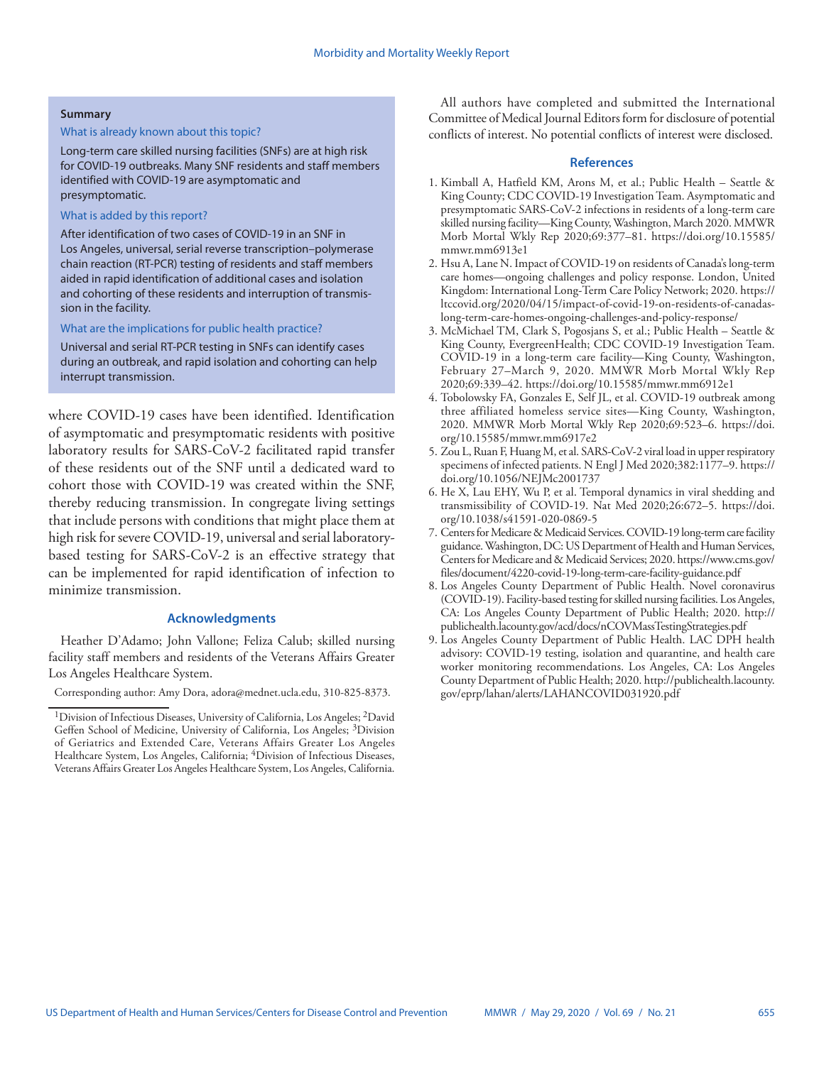**Summary**

What is already known about this topic?

Long-term care skilled nursing facilities (SNFs) are at high risk for COVID-19 outbreaks. Many SNF residents and staff members identified with COVID-19 are asymptomatic and presymptomatic.

What is added by this report?

After identification of two cases of COVID-19 in an SNF in Los Angeles, universal, serial reverse transcription–polymerase chain reaction (RT-PCR) testing of residents and staff members aided in rapid identification of additional cases and isolation and cohorting of these residents and interruption of transmission in the facility.

What are the implications for public health practice?

Universal and serial RT-PCR testing in SNFs can identify cases during an outbreak, and rapid isolation and cohorting can help interrupt transmission.

where COVID-19 cases have been identified. Identification of asymptomatic and presymptomatic residents with positive laboratory results for SARS-CoV-2 facilitated rapid transfer of these residents out of the SNF until a dedicated ward to cohort those with COVID-19 was created within the SNF, thereby reducing transmission. In congregate living settings that include persons with conditions that might place them at high risk for severe COVID-19, universal and serial laboratory-based testing for SARS-CoV-2 is an effective strategy that can be implemented for rapid identification of infection to minimize transmission.

## Acknowledgments

Heather D'Adamo; John Vallone; Feliza Calub; skilled nursing facility staff members and residents of the Veterans Affairs Greater Los Angeles Healthcare System.

Corresponding author: Amy Dora, adora@mednet.ucla.edu, 310-825-8373.

[1]Division of Infectious Diseases, University of California, Los Angeles; [2]David Geffen School of Medicine, University of California, Los Angeles; [3]Division of Geriatrics and Extended Care, Veterans Affairs Greater Los Angeles Healthcare System, Los Angeles, California; [4]Division of Infectious Diseases, Veterans Affairs Greater Los Angeles Healthcare System, Los Angeles, California.

All authors have completed and submitted the International Committee of Medical Journal Editors form for disclosure of potential conflicts of interest. No potential conflicts of interest were disclosed.

## References

1. Kimball A, Hatfield KM, Arons M, et al.; Public Health – Seattle & King County; CDC COVID-19 Investigation Team. Asymptomatic and presymptomatic SARS-CoV-2 infections in residents of a long-term care skilled nursing facility—King County, Washington, March 2020. MMWR Morb Mortal Wkly Rep 2020;69:377–81. https://doi.org/10.15585/mmwr.mm6913e1
2. Hsu A, Lane N. Impact of COVID-19 on residents of Canada's long-term care homes—ongoing challenges and policy response. London, United Kingdom: International Long-Term Care Policy Network; 2020. https://ltccovid.org/2020/04/15/impact-of-covid-19-on-residents-of-canadas-long-term-care-homes-ongoing-challenges-and-policy-response/
3. McMichael TM, Clark S, Pogosjans S, et al.; Public Health – Seattle & King County, EvergreenHealth; CDC COVID-19 Investigation Team. COVID-19 in a long-term care facility—King County, Washington, February 27–March 9, 2020. MMWR Morb Mortal Wkly Rep 2020;69:339–42. https://doi.org/10.15585/mmwr.mm6912e1
4. Tobolowsky FA, Gonzales E, Self JL, et al. COVID-19 outbreak among three affiliated homeless service sites—King County, Washington, 2020. MMWR Morb Mortal Wkly Rep 2020;69:523–6. https://doi.org/10.15585/mmwr.mm6917e2
5. Zou L, Ruan F, Huang M, et al. SARS-CoV-2 viral load in upper respiratory specimens of infected patients. N Engl J Med 2020;382:1177–9. https://doi.org/10.1056/NEJMc2001737
6. He X, Lau EHY, Wu P, et al. Temporal dynamics in viral shedding and transmissibility of COVID-19. Nat Med 2020;26:672–5. https://doi.org/10.1038/s41591-020-0869-5
7. Centers for Medicare & Medicaid Services. COVID-19 long-term care facility guidance. Washington, DC: US Department of Health and Human Services, Centers for Medicare and & Medicaid Services; 2020. https://www.cms.gov/files/document/4220-covid-19-long-term-care-facility-guidance.pdf
8. Los Angeles County Department of Public Health. Novel coronavirus (COVID-19). Facility-based testing for skilled nursing facilities. Los Angeles, CA: Los Angeles County Department of Public Health; 2020. http://publichealth.lacounty.gov/acd/docs/nCOVMassTestingStrategies.pdf
9. Los Angeles County Department of Public Health. LAC DPH health advisory: COVID-19 testing, isolation and quarantine, and health care worker monitoring recommendations. Los Angeles, CA: Los Angeles County Department of Public Health; 2020. http://publichealth.lacounty.gov/eprp/lahan/alerts/LAHANCOVID031920.pdf